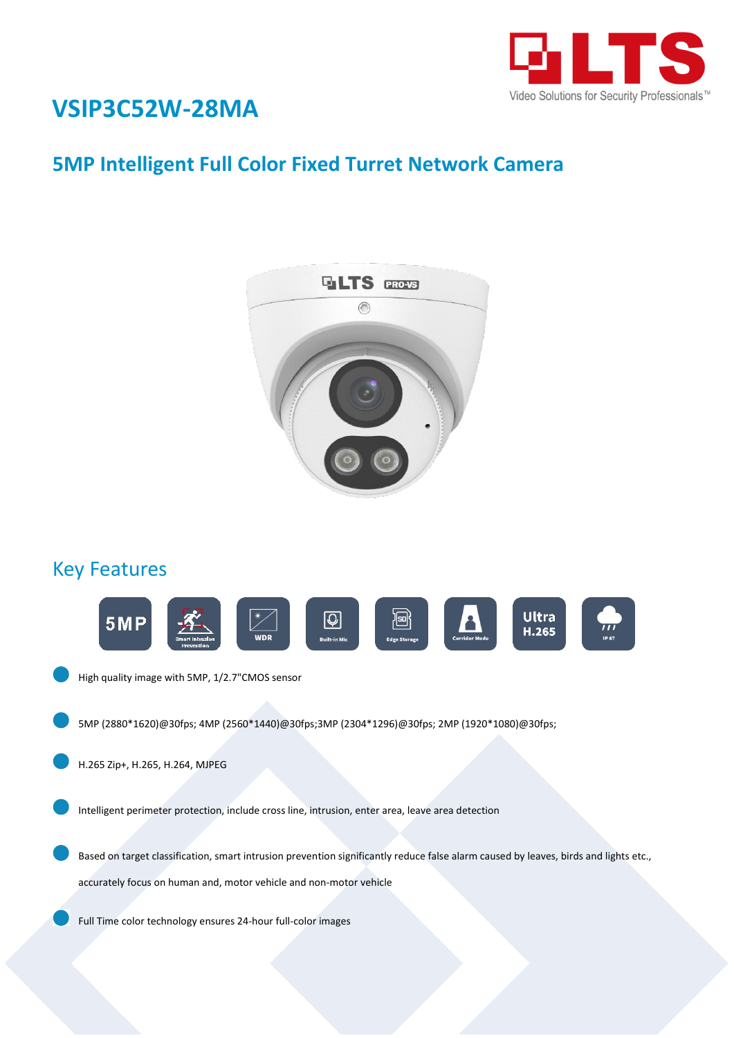# VSIP3C52W-28MA

## 5MP Intelligent Full Color Fixed Turret Network Camera

## Key Features

- High quality image with 5MP, 1/2.7"CMOS sensor
- 5MP (2880*1620)@30fps; 4MP (2560*1440)@30fps;3MP (2304*1296)@30fps; 2MP (1920*1080)@30fps;
- H.265 Zip+, H.265, H.264, MJPEG
- Intelligent perimeter protection, include cross line, intrusion, enter area, leave area detection
- Based on target classification, smart intrusion prevention significantly reduce false alarm caused by leaves, birds and lights etc., accurately focus on human and, motor vehicle and non-motor vehicle
- Full Time color technology ensures 24-hour full-color images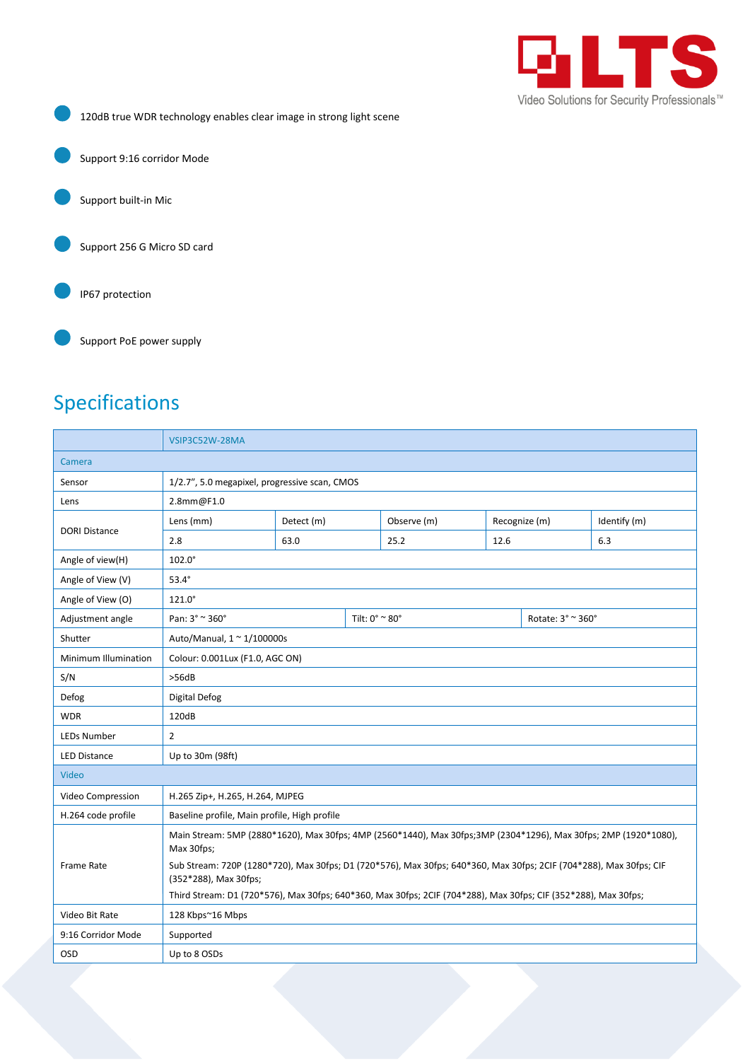- 120dB true WDR technology enables clear image in strong light scene
- Support 9:16 corridor Mode
- Support built-in Mic
- Support 256 G Micro SD card
- IP67 protection
- Support PoE power supply

## Specifications

| | VSIP3C52W-28MA | | | | |
|---|---|---|---|---|---|
| Camera | | | | | |
| Sensor | 1/2.7", 5.0 megapixel, progressive scan, CMOS | | | | |
| Lens | 2.8mm@F1.0 | | | | |
| DORI Distance | Lens (mm) | Detect (m) | Observe (m) | Recognize (m) | Identify (m) |
| | 2.8 | 63.0 | 25.2 | 12.6 | 6.3 |
| Angle of view(H) | 102.0° | | | | |
| Angle of View (V) | 53.4° | | | | |
| Angle of View (O) | 121.0° | | | | |
| Adjustment angle | Pan: 3° ~ 360° | Tilt: 0° ~ 80° | Rotate: 3° ~ 360° | | |
| Shutter | Auto/Manual, 1 ~ 1/100000s | | | | |
| Minimum Illumination | Colour: 0.001Lux (F1.0, AGC ON) | | | | |
| S/N | >56dB | | | | |
| Defog | Digital Defog | | | | |
| WDR | 120dB | | | | |
| LEDs Number | 2 | | | | |
| LED Distance | Up to 30m (98ft) | | | | |
| Video | | | | | |
| Video Compression | H.265 Zip+, H.265, H.264, MJPEG | | | | |
| H.264 code profile | Baseline profile, Main profile, High profile | | | | |
| Frame Rate | Main Stream: 5MP (2880*1620), Max 30fps; 4MP (2560*1440), Max 30fps;3MP (2304*1296), Max 30fps; 2MP (1920*1080), Max 30fps;<br>Sub Stream: 720P (1280*720), Max 30fps; D1 (720*576), Max 30fps; 640*360, Max 30fps; 2CIF (704*288), Max 30fps; CIF (352*288), Max 30fps;<br>Third Stream: D1 (720*576), Max 30fps; 640*360, Max 30fps; 2CIF (704*288), Max 30fps; CIF (352*288), Max 30fps; | | | | |
| Video Bit Rate | 128 Kbps~16 Mbps | | | | |
| 9:16 Corridor Mode | Supported | | | | |
| OSD | Up to 8 OSDs | | | | |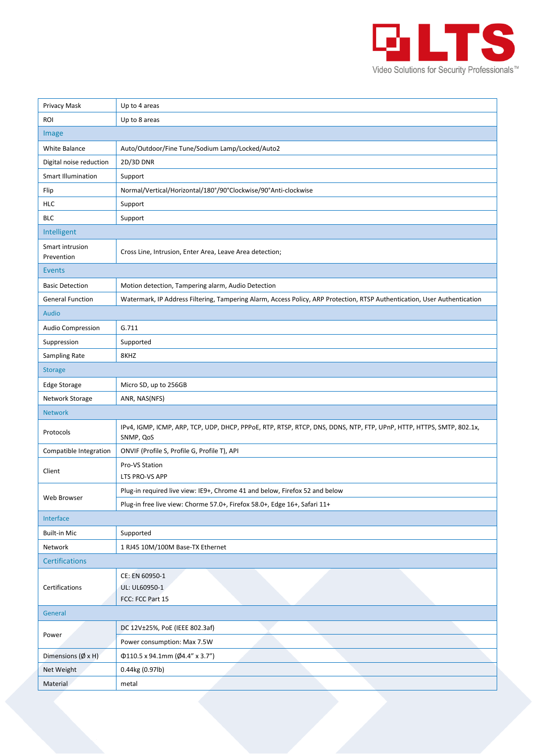| Privacy Mask | Up to 4 areas |
| --- | --- |
| ROI | Up to 8 areas |
| **Image** | |
| White Balance | Auto/Outdoor/Fine Tune/Sodium Lamp/Locked/Auto2 |
| Digital noise reduction | 2D/3D DNR |
| Smart Illumination | Support |
| Flip | Normal/Vertical/Horizontal/180°/90°Clockwise/90°Anti-clockwise |
| HLC | Support |
| BLC | Support |
| **Intelligent** | |
| Smart intrusion Prevention | Cross Line, Intrusion, Enter Area, Leave Area detection; |
| **Events** | |
| Basic Detection | Motion detection, Tampering alarm, Audio Detection |
| General Function | Watermark, IP Address Filtering, Tampering Alarm, Access Policy, ARP Protection, RTSP Authentication, User Authentication |
| **Audio** | |
| Audio Compression | G.711 |
| Suppression | Supported |
| Sampling Rate | 8KHZ |
| **Storage** | |
| Edge Storage | Micro SD, up to 256GB |
| Network Storage | ANR, NAS(NFS) |
| **Network** | |
| Protocols | IPv4, IGMP, ICMP, ARP, TCP, UDP, DHCP, PPPoE, RTP, RTSP, RTCP, DNS, DDNS, NTP, FTP, UPnP, HTTP, HTTPS, SMTP, 802.1x, SNMP, QoS |
| Compatible Integration | ONVIF (Profile S, Profile G, Profile T), API |
| Client | Pro-VS Station<br>LTS PRO-VS APP |
| Web Browser | Plug-in required live view: IE9+, Chrome 41 and below, Firefox 52 and below |
| | Plug-in free live view: Chorme 57.0+, Firefox 58.0+, Edge 16+, Safari 11+ |
| **Interface** | |
| Built-in Mic | Supported |
| Network | 1 RJ45 10M/100M Base-TX Ethernet |
| **Certifications** | |
| Certifications | CE: EN 60950-1<br>UL: UL60950-1<br>FCC: FCC Part 15 |
| **General** | |
| Power | DC 12V±25%, PoE (IEEE 802.3af) |
| | Power consumption: Max 7.5W |
| Dimensions (Ø x H) | Φ110.5 x 94.1mm (Ø4.4” x 3.7”) |
| Net Weight | 0.44kg (0.97lb) |
| Material | metal |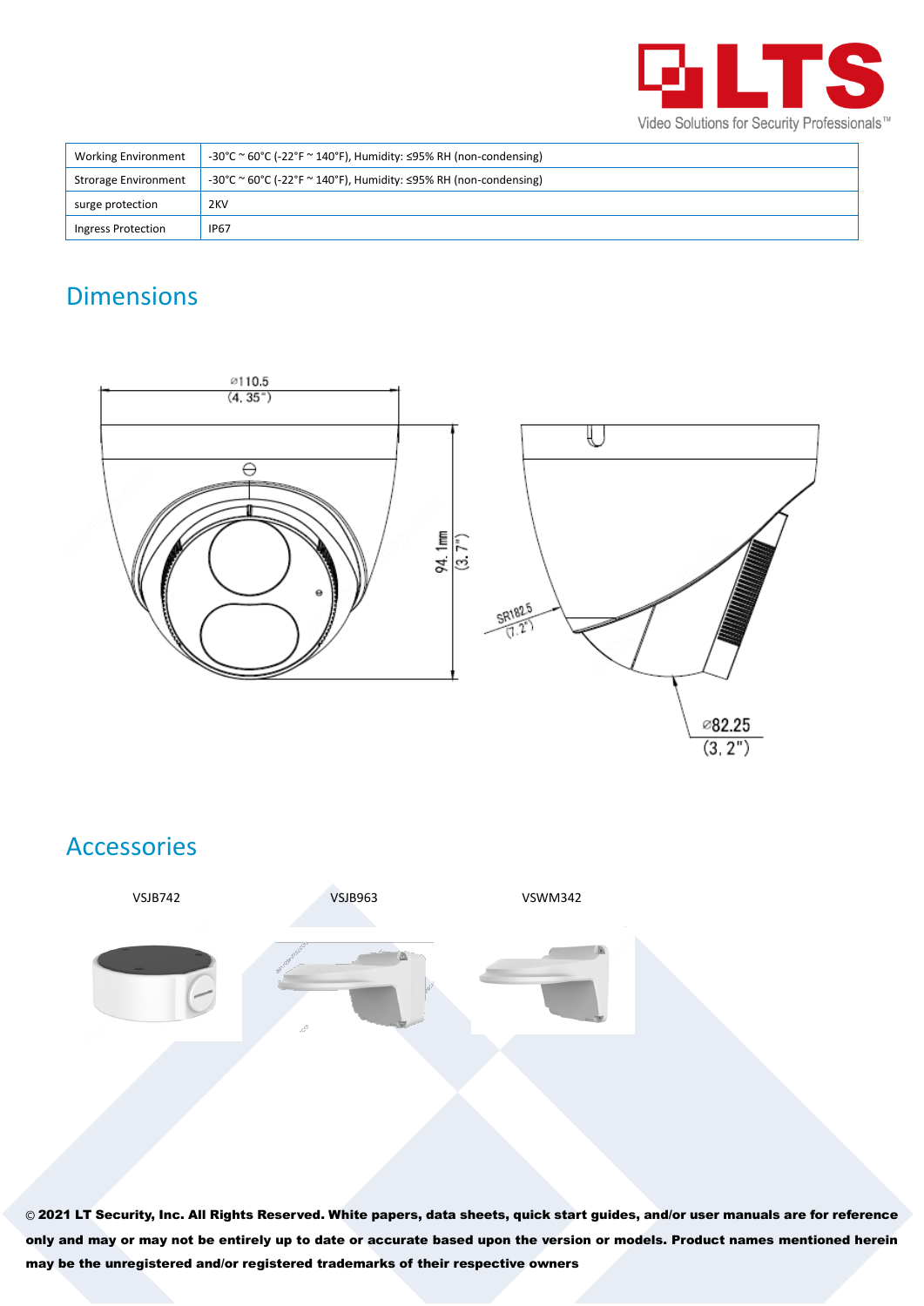| | |
|---|---|
| Working Environment | -30°C ~ 60°C (-22°F ~ 140°F), Humidity: ≤95% RH (non-condensing) |
| Strorage Environment | -30°C ~ 60°C (-22°F ~ 140°F), Humidity: ≤95% RH (non-condensing) |
| surge protection | 2KV |
| Ingress Protection | IP67 |

## Dimensions

⌀110.5
(4.35")

94.1mm
(3.7")

SR182.5
(7.2")

⌀82.25
(3.2")

## Accessories

VSJB742

VSJB963

VSWM342

© 2021 LT Security, Inc. All Rights Reserved. White papers, data sheets, quick start guides, and/or user manuals are for reference only and may or may not be entirely up to date or accurate based upon the version or models. Product names mentioned herein may be the unregistered and/or registered trademarks of their respective owners